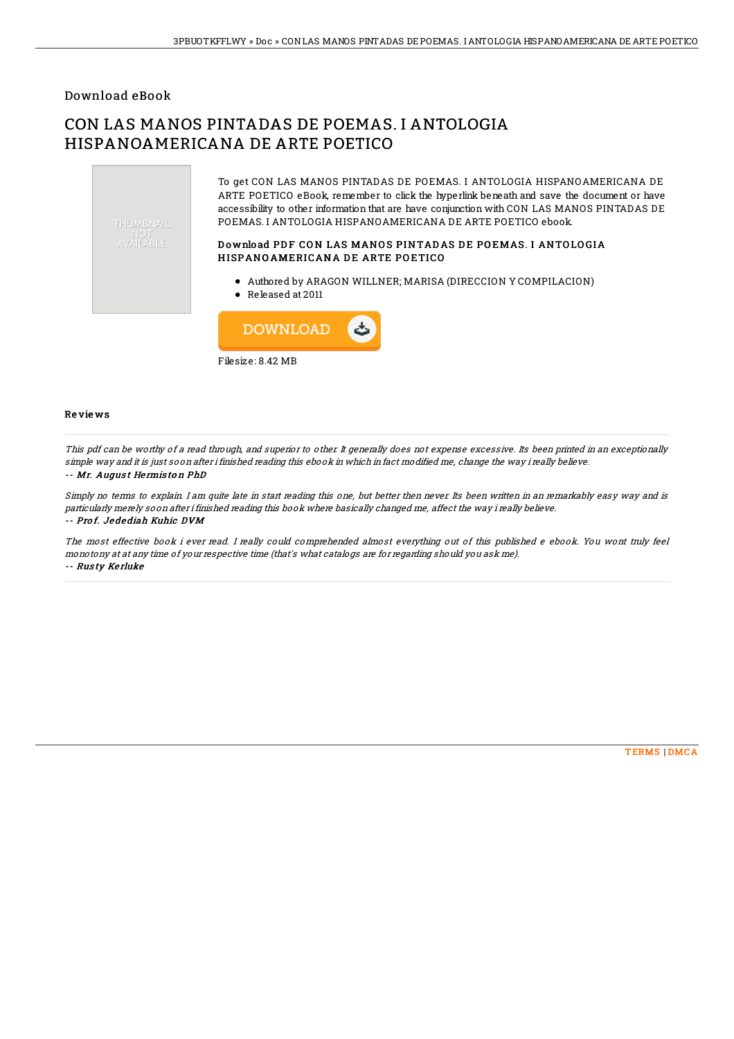Download eBook

# CON LAS MANOS PINTADAS DE POEMAS. I ANTOLOGIA HISPANOAMERICANA DE ARTE POETICO

To get CON LAS MANOS PINTADAS DE POEMAS. I ANTOLOGIA HISPANOAMERICANA DE ARTE POETICO eBook, remember to click the hyperlink beneath and save the document or have accessibility to other information that are have conjunction with CON LAS MANOS PINTADAS DE POEMAS. I ANTOLOGIA HISPANOAMERICANA DE ARTE POETICO ebook.

### Download PDF CON LAS MANOS PINTADAS DE POEMAS. I ANTOLOGIA HISPANOAMERICANA DE ARTE POETICO

- Authored by ARAGON WILLNER; MARISA (DIRECCION Y COMPILACION)
- Released at 2011

Filesize: 8.42 MB

## Reviews

*This pdf can be worthy of a read through, and superior to other. It generally does not expense excessive. Its been printed in an exceptionally simple way and it is just soon after i finished reading this ebook in which in fact modified me, change the way i really believe.*

*-- Mr. August Hermiston PhD*

*Simply no terms to explain. I am quite late in start reading this one, but better then never. Its been written in an remarkably easy way and is particularly merely soon after i finished reading this book where basically changed me, affect the way i really believe.*

*-- Prof. Jedediah Kuhic DVM*

*The most effective book i ever read. I really could comprehended almost everything out of this published e ebook. You wont truly feel monotony at at any time of your respective time (that's what catalogs are for regarding should you ask me).*

*-- Rusty Kerluke*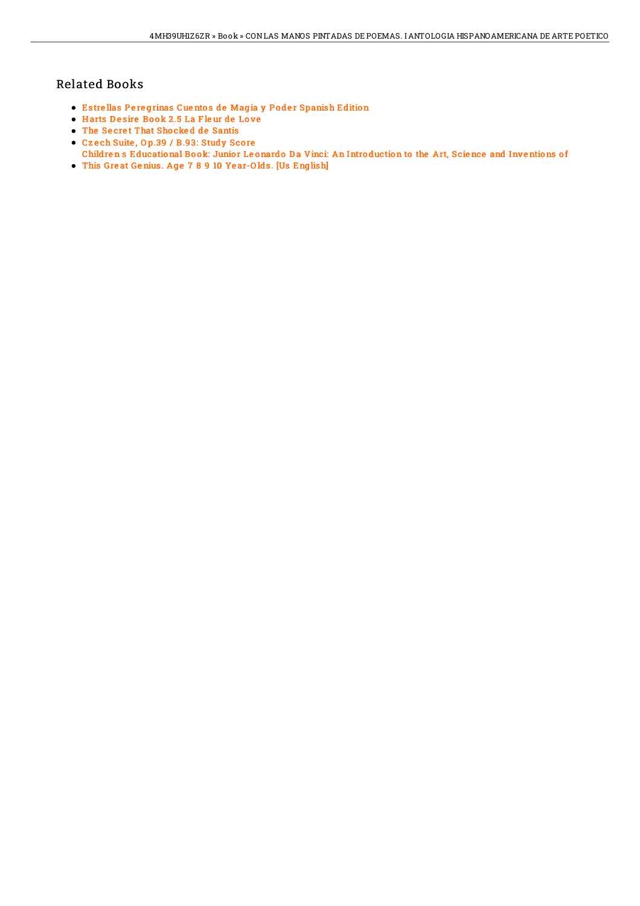## Related Books

- Estrellas Peregrinas Cuentos de Magia y Poder Spanish Edition
- Harts Desire Book 2.5 La Fleur de Love
- The Secret That Shocked de Santis
- Czech Suite, Op.39 / B.93: Study Score
- Children s Educational Book: Junior Leonardo Da Vinci: An Introduction to the Art, Science and Inventions of This Great Genius. Age 7 8 9 10 Year-Olds. [Us English]